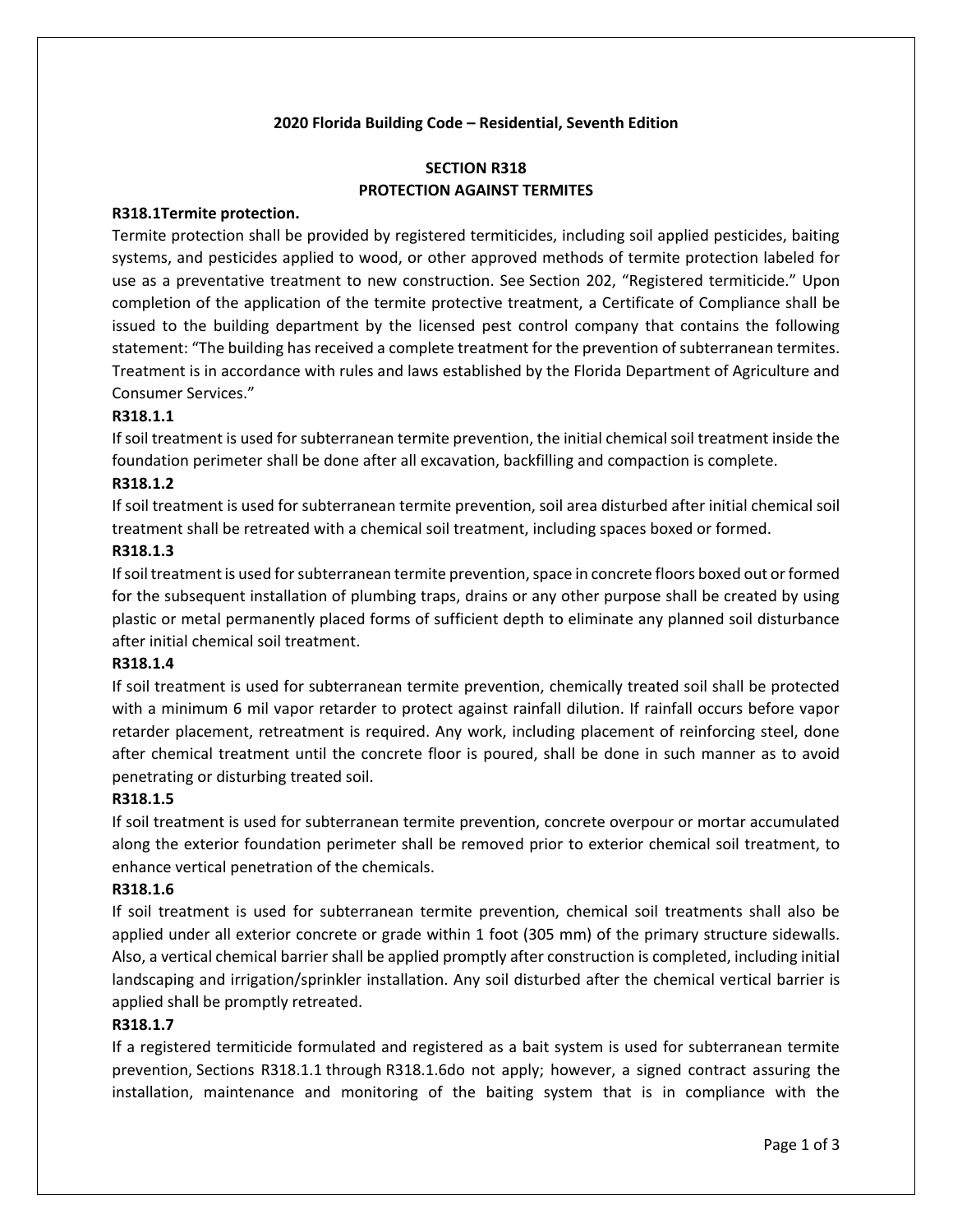**2020 Florida Building Code – Residential, Seventh Edition**

## SECTION R318
## PROTECTION AGAINST TERMITES

**R318.1Termite protection.**

Termite protection shall be provided by registered termiticides, including soil applied pesticides, baiting systems, and pesticides applied to wood, or other approved methods of termite protection labeled for use as a preventative treatment to new construction. See Section 202, "Registered termiticide." Upon completion of the application of the termite protective treatment, a Certificate of Compliance shall be issued to the building department by the licensed pest control company that contains the following statement: "The building has received a complete treatment for the prevention of subterranean termites. Treatment is in accordance with rules and laws established by the Florida Department of Agriculture and Consumer Services."

**R318.1.1**

If soil treatment is used for subterranean termite prevention, the initial chemical soil treatment inside the foundation perimeter shall be done after all excavation, backfilling and compaction is complete.

**R318.1.2**

If soil treatment is used for subterranean termite prevention, soil area disturbed after initial chemical soil treatment shall be retreated with a chemical soil treatment, including spaces boxed or formed.

**R318.1.3**

If soil treatment is used for subterranean termite prevention, space in concrete floors boxed out or formed for the subsequent installation of plumbing traps, drains or any other purpose shall be created by using plastic or metal permanently placed forms of sufficient depth to eliminate any planned soil disturbance after initial chemical soil treatment.

**R318.1.4**

If soil treatment is used for subterranean termite prevention, chemically treated soil shall be protected with a minimum 6 mil vapor retarder to protect against rainfall dilution. If rainfall occurs before vapor retarder placement, retreatment is required. Any work, including placement of reinforcing steel, done after chemical treatment until the concrete floor is poured, shall be done in such manner as to avoid penetrating or disturbing treated soil.

**R318.1.5**

If soil treatment is used for subterranean termite prevention, concrete overpour or mortar accumulated along the exterior foundation perimeter shall be removed prior to exterior chemical soil treatment, to enhance vertical penetration of the chemicals.

**R318.1.6**

If soil treatment is used for subterranean termite prevention, chemical soil treatments shall also be applied under all exterior concrete or grade within 1 foot (305 mm) of the primary structure sidewalls. Also, a vertical chemical barrier shall be applied promptly after construction is completed, including initial landscaping and irrigation/sprinkler installation. Any soil disturbed after the chemical vertical barrier is applied shall be promptly retreated.

**R318.1.7**

If a registered termiticide formulated and registered as a bait system is used for subterranean termite prevention, Sections R318.1.1 through R318.1.6do not apply; however, a signed contract assuring the installation, maintenance and monitoring of the baiting system that is in compliance with the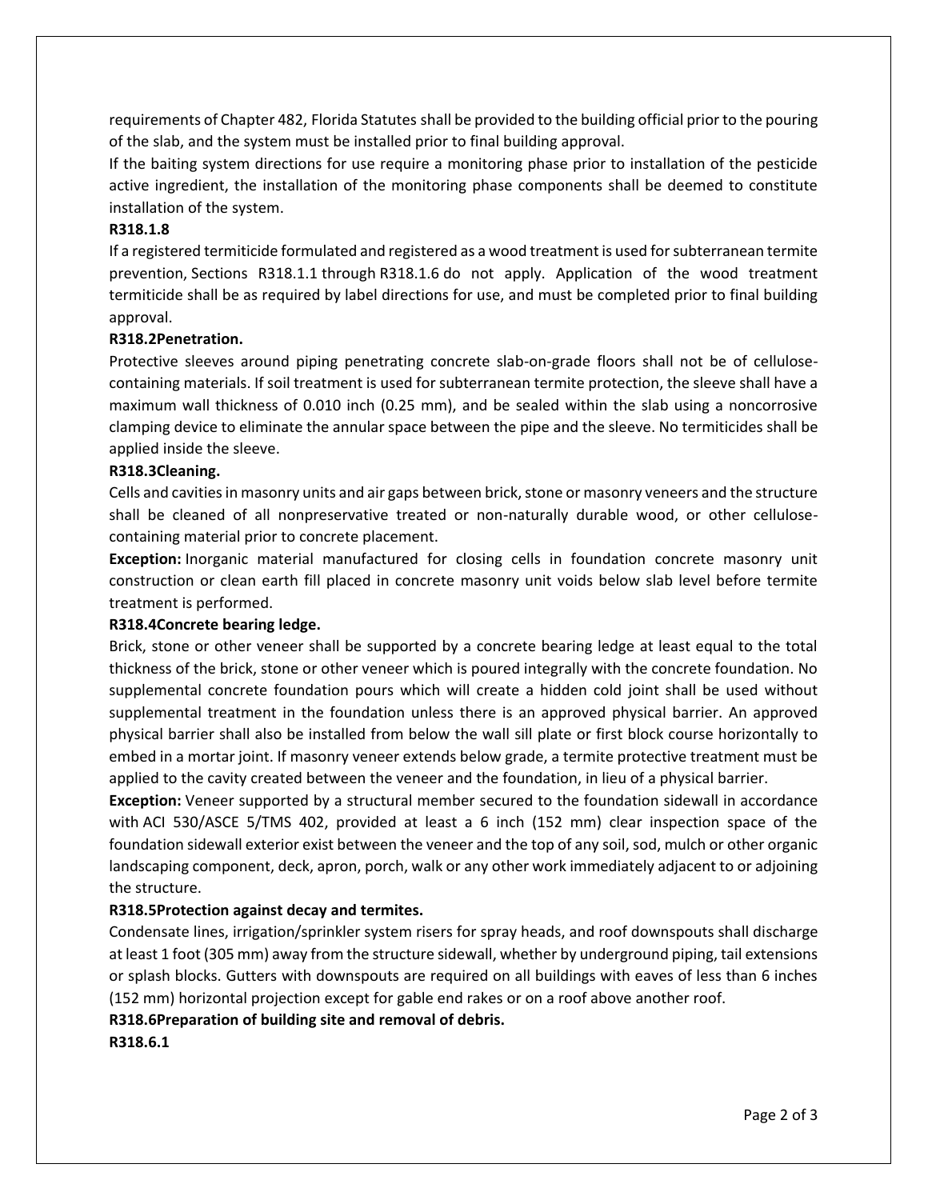requirements of Chapter 482, Florida Statutes shall be provided to the building official prior to the pouring of the slab, and the system must be installed prior to final building approval.

If the baiting system directions for use require a monitoring phase prior to installation of the pesticide active ingredient, the installation of the monitoring phase components shall be deemed to constitute installation of the system.

**R318.1.8**

If a registered termiticide formulated and registered as a wood treatment is used for subterranean termite prevention, Sections R318.1.1 through R318.1.6 do not apply. Application of the wood treatment termiticide shall be as required by label directions for use, and must be completed prior to final building approval.

**R318.2Penetration.**

Protective sleeves around piping penetrating concrete slab-on-grade floors shall not be of cellulose-containing materials. If soil treatment is used for subterranean termite protection, the sleeve shall have a maximum wall thickness of 0.010 inch (0.25 mm), and be sealed within the slab using a noncorrosive clamping device to eliminate the annular space between the pipe and the sleeve. No termiticides shall be applied inside the sleeve.

**R318.3Cleaning.**

Cells and cavities in masonry units and air gaps between brick, stone or masonry veneers and the structure shall be cleaned of all nonpreservative treated or non-naturally durable wood, or other cellulose-containing material prior to concrete placement.

**Exception:** Inorganic material manufactured for closing cells in foundation concrete masonry unit construction or clean earth fill placed in concrete masonry unit voids below slab level before termite treatment is performed.

**R318.4Concrete bearing ledge.**

Brick, stone or other veneer shall be supported by a concrete bearing ledge at least equal to the total thickness of the brick, stone or other veneer which is poured integrally with the concrete foundation. No supplemental concrete foundation pours which will create a hidden cold joint shall be used without supplemental treatment in the foundation unless there is an approved physical barrier. An approved physical barrier shall also be installed from below the wall sill plate or first block course horizontally to embed in a mortar joint. If masonry veneer extends below grade, a termite protective treatment must be applied to the cavity created between the veneer and the foundation, in lieu of a physical barrier.

**Exception:** Veneer supported by a structural member secured to the foundation sidewall in accordance with ACI 530/ASCE 5/TMS 402, provided at least a 6 inch (152 mm) clear inspection space of the foundation sidewall exterior exist between the veneer and the top of any soil, sod, mulch or other organic landscaping component, deck, apron, porch, walk or any other work immediately adjacent to or adjoining the structure.

**R318.5Protection against decay and termites.**

Condensate lines, irrigation/sprinkler system risers for spray heads, and roof downspouts shall discharge at least 1 foot (305 mm) away from the structure sidewall, whether by underground piping, tail extensions or splash blocks. Gutters with downspouts are required on all buildings with eaves of less than 6 inches (152 mm) horizontal projection except for gable end rakes or on a roof above another roof.

**R318.6Preparation of building site and removal of debris.**

**R318.6.1**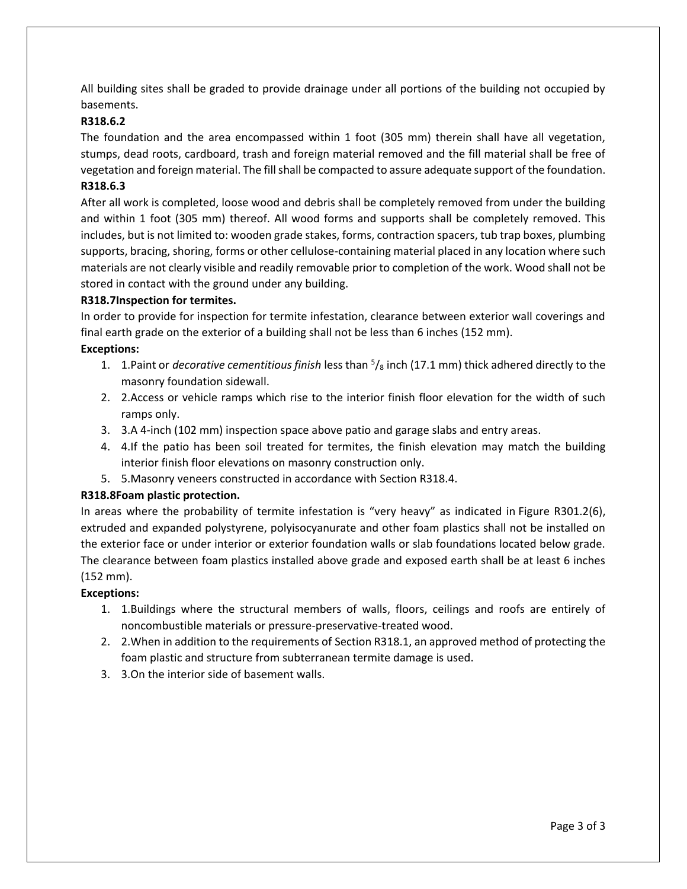All building sites shall be graded to provide drainage under all portions of the building not occupied by basements.

**R318.6.2**

The foundation and the area encompassed within 1 foot (305 mm) therein shall have all vegetation, stumps, dead roots, cardboard, trash and foreign material removed and the fill material shall be free of vegetation and foreign material. The fill shall be compacted to assure adequate support of the foundation.

**R318.6.3**

After all work is completed, loose wood and debris shall be completely removed from under the building and within 1 foot (305 mm) thereof. All wood forms and supports shall be completely removed. This includes, but is not limited to: wooden grade stakes, forms, contraction spacers, tub trap boxes, plumbing supports, bracing, shoring, forms or other cellulose-containing material placed in any location where such materials are not clearly visible and readily removable prior to completion of the work. Wood shall not be stored in contact with the ground under any building.

**R318.7Inspection for termites.**

In order to provide for inspection for termite infestation, clearance between exterior wall coverings and final earth grade on the exterior of a building shall not be less than 6 inches (152 mm).

**Exceptions:**

1. 1.Paint or *decorative cementitious finish* less than $^{5}/_{8}$ inch (17.1 mm) thick adhered directly to the masonry foundation sidewall.
2. 2.Access or vehicle ramps which rise to the interior finish floor elevation for the width of such ramps only.
3. 3.A 4-inch (102 mm) inspection space above patio and garage slabs and entry areas.
4. 4.If the patio has been soil treated for termites, the finish elevation may match the building interior finish floor elevations on masonry construction only.
5. 5.Masonry veneers constructed in accordance with Section R318.4.

**R318.8Foam plastic protection.**

In areas where the probability of termite infestation is "very heavy" as indicated in Figure R301.2(6), extruded and expanded polystyrene, polyisocyanurate and other foam plastics shall not be installed on the exterior face or under interior or exterior foundation walls or slab foundations located below grade. The clearance between foam plastics installed above grade and exposed earth shall be at least 6 inches (152 mm).

**Exceptions:**

1. 1.Buildings where the structural members of walls, floors, ceilings and roofs are entirely of noncombustible materials or pressure-preservative-treated wood.
2. 2.When in addition to the requirements of Section R318.1, an approved method of protecting the foam plastic and structure from subterranean termite damage is used.
3. 3.On the interior side of basement walls.